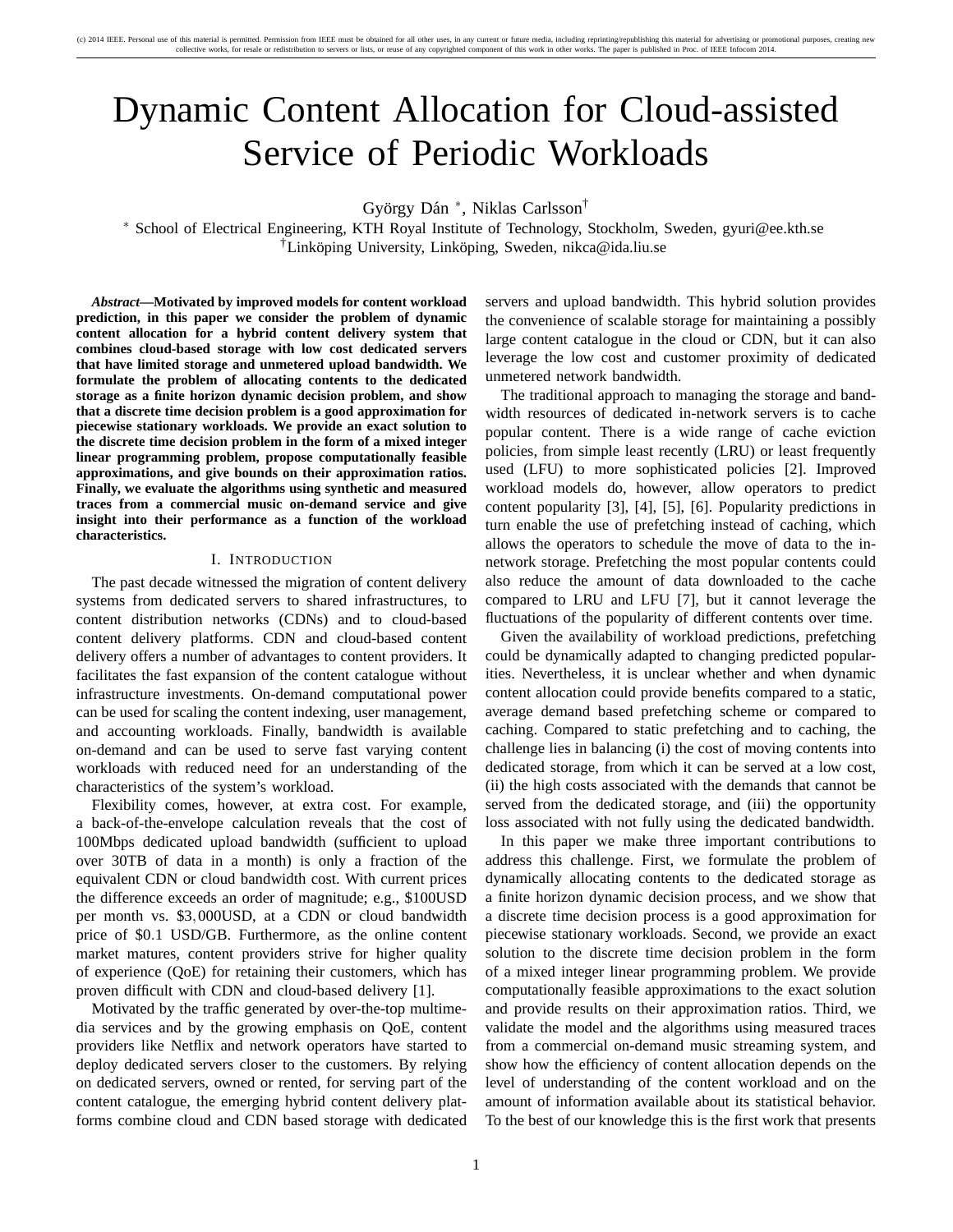(c) 2014 IEEE. Personal use of this material is permitted. Permission from IEEE must be obtained for all other uses, in any current or future media, including reprinting/republishing this material for advertising or promotional purposes, creating new collective works, for resale or redistribution to servers or lists, or reuse of any copyrighted component of this work in other works. The paper is published in Proc. of IEEE Infocom 2014.

# Dynamic Content Allocation for Cloud-assisted Service of Periodic Workloads

György Dán *, Niklas Carlsson†

* School of Electrical Engineering, KTH Royal Institute of Technology, Stockholm, Sweden, gyuri@ee.kth.se

†Linköping University, Linköping, Sweden, nikca@ida.liu.se

***Abstract*—Motivated by improved models for content workload prediction, in this paper we consider the problem of dynamic content allocation for a hybrid content delivery system that combines cloud-based storage with low cost dedicated servers that have limited storage and unmetered upload bandwidth. We formulate the problem of allocating contents to the dedicated storage as a finite horizon dynamic decision problem, and show that a discrete time decision problem is a good approximation for piecewise stationary workloads. We provide an exact solution to the discrete time decision problem in the form of a mixed integer linear programming problem, propose computationally feasible approximations, and give bounds on their approximation ratios. Finally, we evaluate the algorithms using synthetic and measured traces from a commercial music on-demand service and give insight into their performance as a function of the workload characteristics.**

## I. Introduction

The past decade witnessed the migration of content delivery systems from dedicated servers to shared infrastructures, to content distribution networks (CDNs) and to cloud-based content delivery platforms. CDN and cloud-based content delivery offers a number of advantages to content providers. It facilitates the fast expansion of the content catalogue without infrastructure investments. On-demand computational power can be used for scaling the content indexing, user management, and accounting workloads. Finally, bandwidth is available on-demand and can be used to serve fast varying content workloads with reduced need for an understanding of the characteristics of the system's workload.

Flexibility comes, however, at extra cost. For example, a back-of-the-envelope calculation reveals that the cost of 100Mbps dedicated upload bandwidth (sufficient to upload over 30TB of data in a month) is only a fraction of the equivalent CDN or cloud bandwidth cost. With current prices the difference exceeds an order of magnitude; e.g., \$100USD per month vs. \$3,000USD, at a CDN or cloud bandwidth price of \$0.1 USD/GB. Furthermore, as the online content market matures, content providers strive for higher quality of experience (QoE) for retaining their customers, which has proven difficult with CDN and cloud-based delivery [1].

Motivated by the traffic generated by over-the-top multimedia services and by the growing emphasis on QoE, content providers like Netflix and network operators have started to deploy dedicated servers closer to the customers. By relying on dedicated servers, owned or rented, for serving part of the content catalogue, the emerging hybrid content delivery platforms combine cloud and CDN based storage with dedicated servers and upload bandwidth. This hybrid solution provides the convenience of scalable storage for maintaining a possibly large content catalogue in the cloud or CDN, but it can also leverage the low cost and customer proximity of dedicated unmetered network bandwidth.

The traditional approach to managing the storage and bandwidth resources of dedicated in-network servers is to cache popular content. There is a wide range of cache eviction policies, from simple least recently (LRU) or least frequently used (LFU) to more sophisticated policies [2]. Improved workload models do, however, allow operators to predict content popularity [3], [4], [5], [6]. Popularity predictions in turn enable the use of prefetching instead of caching, which allows the operators to schedule the move of data to the in-network storage. Prefetching the most popular contents could also reduce the amount of data downloaded to the cache compared to LRU and LFU [7], but it cannot leverage the fluctuations of the popularity of different contents over time.

Given the availability of workload predictions, prefetching could be dynamically adapted to changing predicted popularities. Nevertheless, it is unclear whether and when dynamic content allocation could provide benefits compared to a static, average demand based prefetching scheme or compared to caching. Compared to static prefetching and to caching, the challenge lies in balancing (i) the cost of moving contents into dedicated storage, from which it can be served at a low cost, (ii) the high costs associated with the demands that cannot be served from the dedicated storage, and (iii) the opportunity loss associated with not fully using the dedicated bandwidth.

In this paper we make three important contributions to address this challenge. First, we formulate the problem of dynamically allocating contents to the dedicated storage as a finite horizon dynamic decision process, and we show that a discrete time decision process is a good approximation for piecewise stationary workloads. Second, we provide an exact solution to the discrete time decision problem in the form of a mixed integer linear programming problem. We provide computationally feasible approximations to the exact solution and provide results on their approximation ratios. Third, we validate the model and the algorithms using measured traces from a commercial on-demand music streaming system, and show how the efficiency of content allocation depends on the level of understanding of the content workload and on the amount of information available about its statistical behavior. To the best of our knowledge this is the first work that presents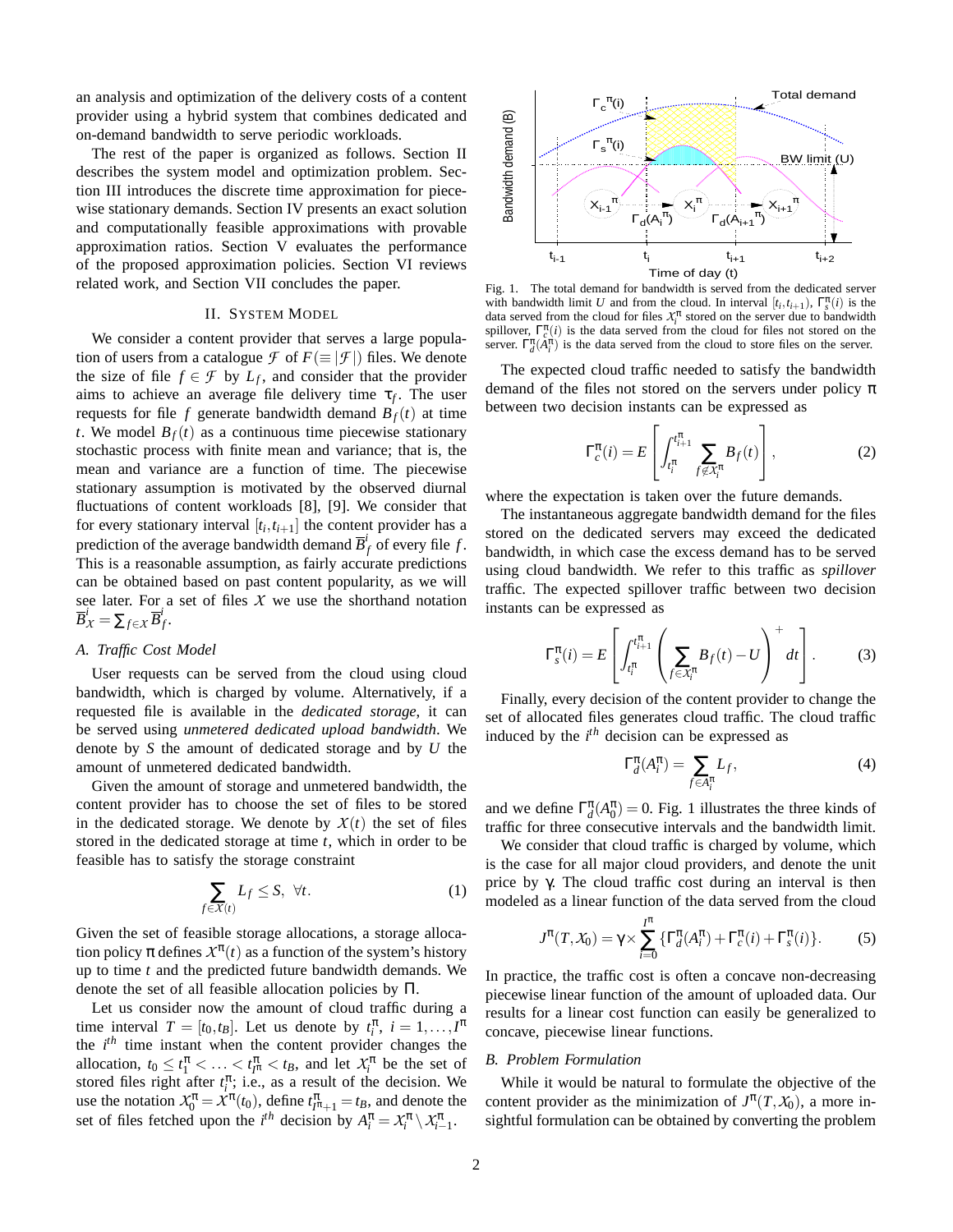an analysis and optimization of the delivery costs of a content provider using a hybrid system that combines dedicated and on-demand bandwidth to serve periodic workloads.

The rest of the paper is organized as follows. Section II describes the system model and optimization problem. Section III introduces the discrete time approximation for piecewise stationary demands. Section IV presents an exact solution and computationally feasible approximations with provable approximation ratios. Section V evaluates the performance of the proposed approximation policies. Section VI reviews related work, and Section VII concludes the paper.

## II. System Model

We consider a content provider that serves a large population of users from a catalogue $\mathcal{F}$ of $F(\equiv|\mathcal{F}|)$ files. We denote the size of file $f \in \mathcal{F}$ by $L_f$, and consider that the provider aims to achieve an average file delivery time $\tau_f$. The user requests for file $f$ generate bandwidth demand $B_f(t)$ at time $t$. We model $B_f(t)$ as a continuous time piecewise stationary stochastic process with finite mean and variance; that is, the mean and variance are a function of time. The piecewise stationary assumption is motivated by the observed diurnal fluctuations of content workloads [8], [9]. We consider that for every stationary interval $[t_i, t_{i+1}]$ the content provider has a prediction of the average bandwidth demand $\overline{B}^i_f$ of every file $f$. This is a reasonable assumption, as fairly accurate predictions can be obtained based on past content popularity, as we will see later. For a set of files $\mathcal{X}$ we use the shorthand notation $\overline{B}^i_{\mathcal{X}} = \sum_{f\in\mathcal{X}} \overline{B}^i_f$.

### A. Traffic Cost Model

User requests can be served from the cloud using cloud bandwidth, which is charged by volume. Alternatively, if a requested file is available in the *dedicated storage*, it can be served using *unmetered dedicated upload bandwidth*. We denote by $S$ the amount of dedicated storage and by $U$ the amount of unmetered dedicated bandwidth.

Given the amount of storage and unmetered bandwidth, the content provider has to choose the set of files to be stored in the dedicated storage. We denote by $\mathcal{X}(t)$ the set of files stored in the dedicated storage at time $t$, which in order to be feasible has to satisfy the storage constraint

$$\sum_{f\in\mathcal{X}(t)} L_f \leq S, \ \ \forall t. \tag{1}$$

Given the set of feasible storage allocations, a storage allocation policy $\pi$ defines $\mathcal{X}^\pi(t)$ as a function of the system's history up to time $t$ and the predicted future bandwidth demands. We denote the set of all feasible allocation policies by $\Pi$.

Let us consider now the amount of cloud traffic during a time interval $T = [t_0, t_B]$. Let us denote by $t^\pi_i$, $i = 1,\ldots,I^\pi$ the $i^{th}$ time instant when the content provider changes the allocation, $t_0 \leq t^\pi_1 < \ldots < t^\pi_{I^\pi} < t_B$, and let $\mathcal{X}^\pi_i$ be the set of stored files right after $t^\pi_i$; i.e., as a result of the decision. We use the notation $\mathcal{X}^\pi_0 = \mathcal{X}^\pi(t_0)$, define $t^\pi_{I^\pi+1} = t_B$, and denote the set of files fetched upon the $i^{th}$ decision by $A^\pi_i = \mathcal{X}^\pi_i \setminus \mathcal{X}^\pi_{i-1}$.

Fig. 1. The total demand for bandwidth is served from the dedicated server with bandwidth limit $U$ and from the cloud. In interval $[t_i, t_{i+1})$, $\Gamma^\pi_s(i)$ is the data served from the cloud for files $\mathcal{X}^\pi_i$ stored on the server due to bandwidth spillover, $\Gamma^\pi_c(i)$ is the data served from the cloud for files not stored on the server. $\Gamma^\pi_d(A^\pi_i)$ is the data served from the cloud to store files on the server.

The expected cloud traffic needed to satisfy the bandwidth demand of the files not stored on the servers under policy $\pi$ between two decision instants can be expressed as

$$\Gamma^\pi_c(i) = E\left[\int_{t^\pi_i}^{t^\pi_{i+1}} \sum_{f\notin\mathcal{X}^\pi_i} B_f(t)\right], \tag{2}$$

where the expectation is taken over the future demands.

The instantaneous aggregate bandwidth demand for the files stored on the dedicated servers may exceed the dedicated bandwidth, in which case the excess demand has to be served using cloud bandwidth. We refer to this traffic as *spillover* traffic. The expected spillover traffic between two decision instants can be expressed as

$$\Gamma^\pi_s(i) = E\left[\int_{t^\pi_i}^{t^\pi_{i+1}} \left(\sum_{f\in\mathcal{X}^\pi_i} B_f(t) - U\right)^+ dt\right]. \tag{3}$$

Finally, every decision of the content provider to change the set of allocated files generates cloud traffic. The cloud traffic induced by the $i^{th}$ decision can be expressed as

$$\Gamma^\pi_d(A^\pi_i) = \sum_{f\in A^\pi_i} L_f, \tag{4}$$

and we define $\Gamma^\pi_d(A^\pi_0) = 0$. Fig. 1 illustrates the three kinds of traffic for three consecutive intervals and the bandwidth limit.

We consider that cloud traffic is charged by volume, which is the case for all major cloud providers, and denote the unit price by $\gamma$. The cloud traffic cost during an interval is then modeled as a linear function of the data served from the cloud

$$J^\pi(T, \mathcal{X}_0) = \gamma \times \sum_{i=0}^{I^\pi} \{\Gamma^\pi_d(A^\pi_i) + \Gamma^\pi_c(i) + \Gamma^\pi_s(i)\}. \tag{5}$$

In practice, the traffic cost is often a concave non-decreasing piecewise linear function of the amount of uploaded data. Our results for a linear cost function can easily be generalized to concave, piecewise linear functions.

### B. Problem Formulation

While it would be natural to formulate the objective of the content provider as the minimization of $J^\pi(T, \mathcal{X}_0)$, a more insightful formulation can be obtained by converting the problem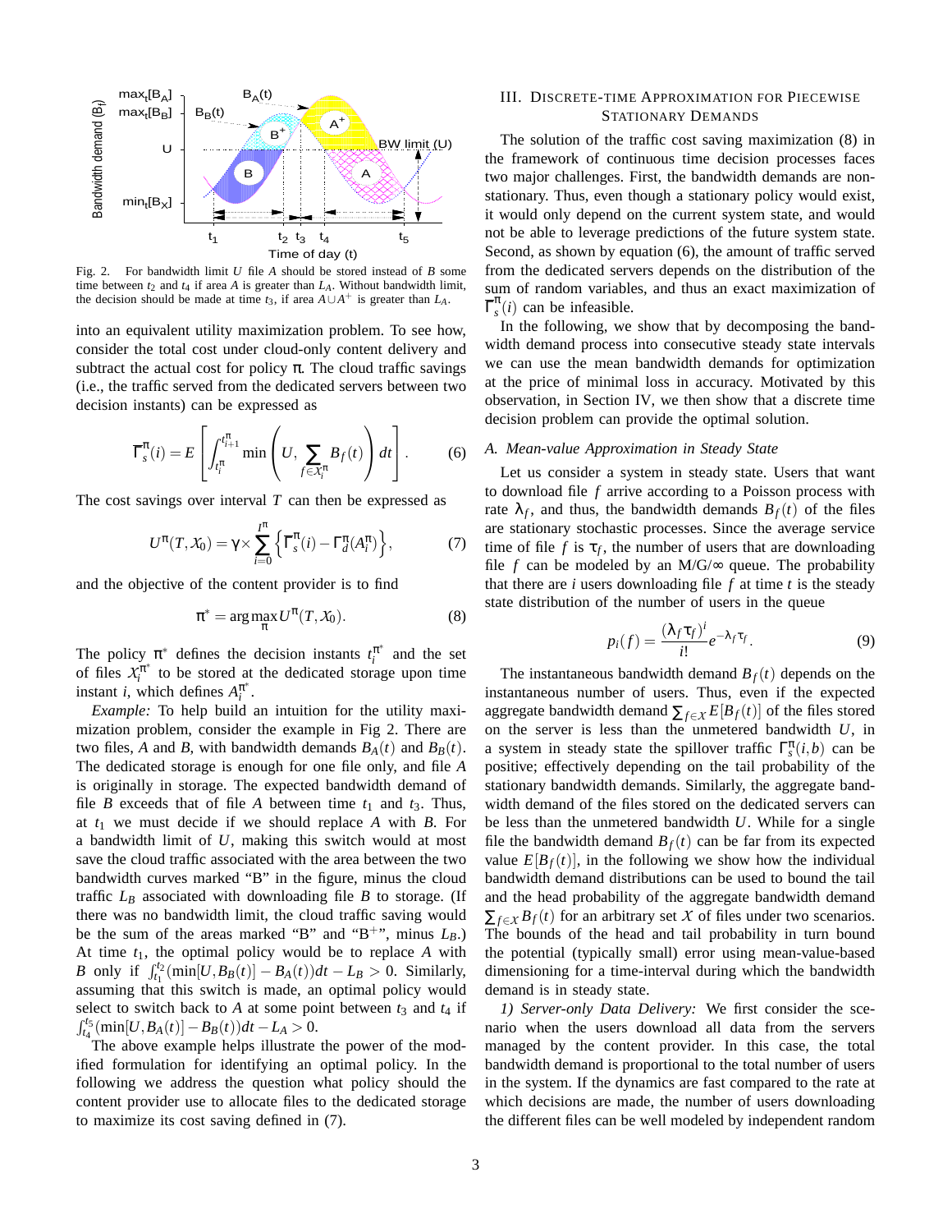Fig. 2. For bandwidth limit $U$ file $A$ should be stored instead of $B$ some time between $t_2$ and $t_4$ if area $A$ is greater than $L_A$. Without bandwidth limit, the decision should be made at time $t_3$, if area $A \cup A^+$ is greater than $L_A$.

into an equivalent utility maximization problem. To see how, consider the total cost under cloud-only content delivery and subtract the actual cost for policy $\pi$. The cloud traffic savings (i.e., the traffic served from the dedicated servers between two decision instants) can be expressed as

$$\Gamma_s^{\pi}(i) = E\left[\int_{t_i^{\pi}}^{t_{i+1}^{\pi}} \min\left(U, \sum_{f\in\mathcal{X}_i^{\pi}} B_f(t)\right) dt\right]. \tag{6}$$

The cost savings over interval $T$ can then be expressed as

$$U^{\pi}(T,\mathcal{X}_0) = \gamma \times \sum_{i=0}^{I^{\pi}} \left\{\Gamma_s^{\pi}(i) - \Gamma_d^{\pi}(A_i^{\pi})\right\}, \tag{7}$$

and the objective of the content provider is to find

$$\pi^* = \arg\max_{\pi} U^{\pi}(T,\mathcal{X}_0). \tag{8}$$

The policy $\pi^*$ defines the decision instants $t_i^{\pi^*}$ and the set of files $\mathcal{X}_i^{\pi^*}$ to be stored at the dedicated storage upon time instant $i$, which defines $A_i^{\pi^*}$.

*Example:* To help build an intuition for the utility maximization problem, consider the example in Fig 2. There are two files, $A$ and $B$, with bandwidth demands $B_A(t)$ and $B_B(t)$. The dedicated storage is enough for one file only, and file $A$ is originally in storage. The expected bandwidth demand of file $B$ exceeds that of file $A$ between time $t_1$ and $t_3$. Thus, at $t_1$ we must decide if we should replace $A$ with $B$. For a bandwidth limit of $U$, making this switch would at most save the cloud traffic associated with the area between the two bandwidth curves marked "B" in the figure, minus the cloud traffic $L_B$ associated with downloading file $B$ to storage. (If there was no bandwidth limit, the cloud traffic saving would be the sum of the areas marked "B" and "B$^+$", minus $L_B$.) At time $t_1$, the optimal policy would be to replace $A$ with $B$ only if $\int_{t_1}^{t_2}(\min[U, B_B(t)] - B_A(t))dt - L_B > 0$. Similarly, assuming that this switch is made, an optimal policy would select to switch back to $A$ at some point between $t_3$ and $t_4$ if $\int_{t_4}^{t_5}(\min[U, B_A(t)] - B_B(t))dt - L_A > 0$.

The above example helps illustrate the power of the modified formulation for identifying an optimal policy. In the following we address the question what policy should the content provider use to allocate files to the dedicated storage to maximize its cost saving defined in (7).

## III. Discrete-Time Approximation for Piecewise Stationary Demands

The solution of the traffic cost saving maximization (8) in the framework of continuous time decision processes faces two major challenges. First, the bandwidth demands are non-stationary. Thus, even though a stationary policy would exist, it would only depend on the current system state, and would not be able to leverage predictions of the future system state. Second, as shown by equation (6), the amount of traffic served from the dedicated servers depends on the distribution of the sum of random variables, and thus an exact maximization of $\Gamma_s^{\pi}(i)$ can be infeasible.

In the following, we show that by decomposing the bandwidth demand process into consecutive steady state intervals we can use the mean bandwidth demands for optimization at the price of minimal loss in accuracy. Motivated by this observation, in Section IV, we then show that a discrete time decision problem can provide the optimal solution.

### A. Mean-value Approximation in Steady State

Let us consider a system in steady state. Users that want to download file $f$ arrive according to a Poisson process with rate $\lambda_f$, and thus, the bandwidth demands $B_f(t)$ of the files are stationary stochastic processes. Since the average service time of file $f$ is $\tau_f$, the number of users that are downloading file $f$ can be modeled by an M/G/$\infty$ queue. The probability that there are $i$ users downloading file $f$ at time $t$ is the steady state distribution of the number of users in the queue

$$p_i(f) = \frac{(\lambda_f \tau_f)^i}{i!} e^{-\lambda_f \tau_f}. \tag{9}$$

The instantaneous bandwidth demand $B_f(t)$ depends on the instantaneous number of users. Thus, even if the expected aggregate bandwidth demand $\sum_{f\in\mathcal{X}} E[B_f(t)]$ of the files stored on the server is less than the unmetered bandwidth $U$, in a system in steady state the spillover traffic $\Gamma_s^{\pi}(i,b)$ can be positive; effectively depending on the tail probability of the stationary bandwidth demands. Similarly, the aggregate bandwidth demand of the files stored on the dedicated servers can be less than the unmetered bandwidth $U$. While for a single file the bandwidth demand $B_f(t)$ can be far from its expected value $E[B_f(t)]$, in the following we show how the individual bandwidth demand distributions can be used to bound the tail and the head probability of the aggregate bandwidth demand $\sum_{f\in\mathcal{X}} B_f(t)$ for an arbitrary set $\mathcal{X}$ of files under two scenarios. The bounds of the head and tail probability in turn bound the potential (typically small) error using mean-value-based dimensioning for a time-interval during which the bandwidth demand is in steady state.

*1) Server-only Data Delivery:* We first consider the scenario when the users download all data from the servers managed by the content provider. In this case, the total bandwidth demand is proportional to the total number of users in the system. If the dynamics are fast compared to the rate at which decisions are made, the number of users downloading the different files can be well modeled by independent random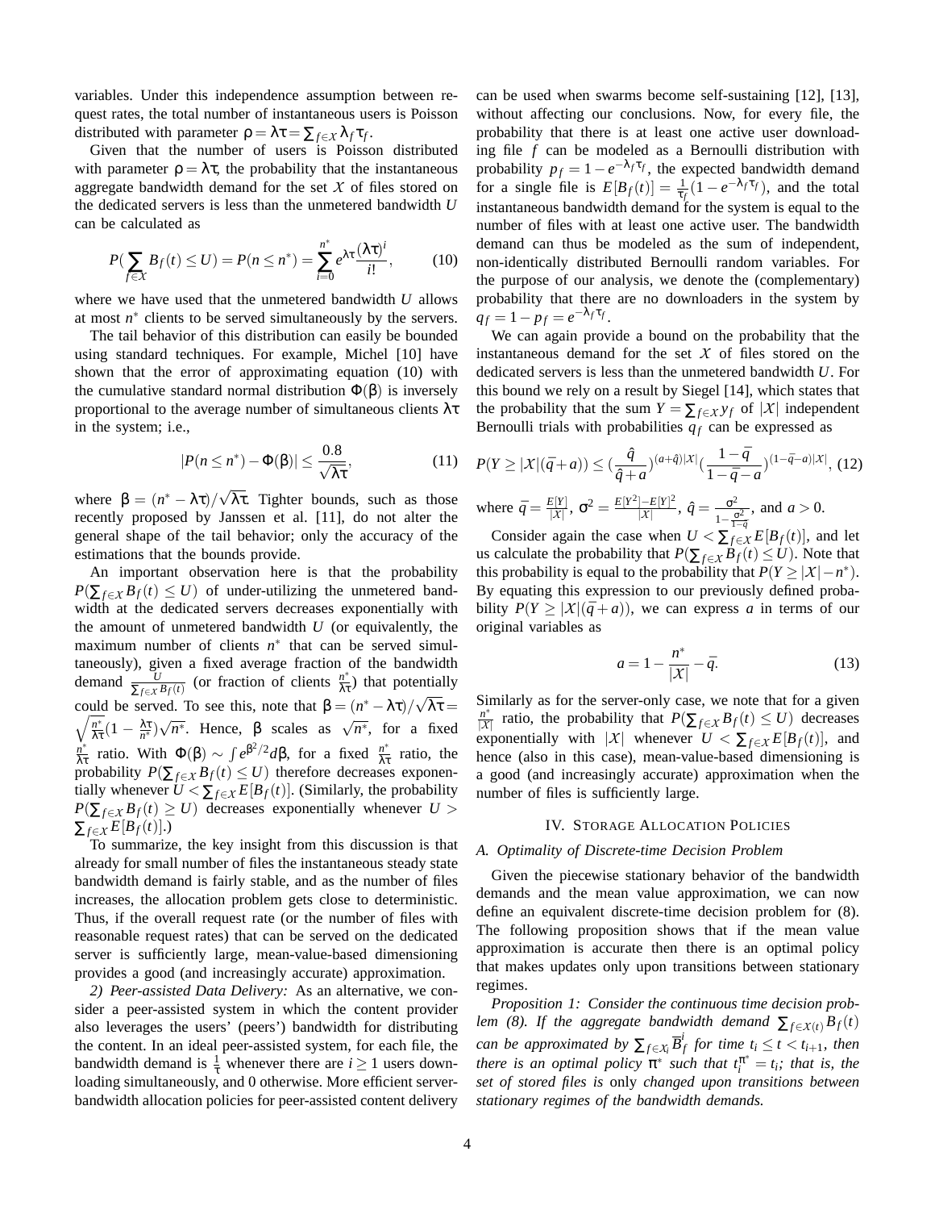variables. Under this independence assumption between request rates, the total number of instantaneous users is Poisson distributed with parameter $\rho = \lambda\tau = \sum_{f \in \mathcal{X}} \lambda_f \tau_f$.

Given that the number of users is Poisson distributed with parameter $\rho = \lambda\tau$, the probability that the instantaneous aggregate bandwidth demand for the set $\mathcal{X}$ of files stored on the dedicated servers is less than the unmetered bandwidth $U$ can be calculated as

$$P(\sum_{f \in \mathcal{X}} B_f(t) \leq U) = P(n \leq n^*) = \sum_{i=0}^{n^*} e^{\lambda\tau} \frac{(\lambda\tau)^i}{i!}, \tag{10}$$

where we have used that the unmetered bandwidth $U$ allows at most $n^*$ clients to be served simultaneously by the servers.

The tail behavior of this distribution can easily be bounded using standard techniques. For example, Michel [10] have shown that the error of approximating equation (10) with the cumulative standard normal distribution $\Phi(\beta)$ is inversely proportional to the average number of simultaneous clients $\lambda\tau$ in the system; i.e.,

$$|P(n \leq n^*) - \Phi(\beta)| \leq \frac{0.8}{\sqrt{\lambda\tau}}, \tag{11}$$

where $\beta = (n^* - \lambda\tau)/\sqrt{\lambda\tau}$. Tighter bounds, such as those recently proposed by Janssen et al. [11], do not alter the general shape of the tail behavior; only the accuracy of the estimations that the bounds provide.

An important observation here is that the probability $P(\sum_{f \in \mathcal{X}} B_f(t) \leq U)$ of under-utilizing the unmetered bandwidth at the dedicated servers decreases exponentially with the amount of unmetered bandwidth $U$ (or equivalently, the maximum number of clients $n^*$ that can be served simultaneously), given a fixed average fraction of the bandwidth demand $\frac{U}{\sum_{f \in \mathcal{X}} B_f(t)}$ (or fraction of clients $\frac{n^*}{\lambda\tau}$) that potentially could be served. To see this, note that $\beta = (n^* - \lambda\tau)/\sqrt{\lambda\tau} = \sqrt{\frac{n^*}{\lambda\tau}}(1 - \frac{\lambda\tau}{n^*})\sqrt{n^*}$. Hence, $\beta$ scales as $\sqrt{n^*}$, for a fixed $\frac{n^*}{\lambda\tau}$ ratio. With $\Phi(\beta) \sim \int e^{\beta^2/2} d\beta$, for a fixed $\frac{n^*}{\lambda\tau}$ ratio, the probability $P(\sum_{f \in \mathcal{X}} B_f(t) \leq U)$ therefore decreases exponentially whenever $U < \sum_{f \in \mathcal{X}} E[B_f(t)]$. (Similarly, the probability $P(\sum_{f \in \mathcal{X}} B_f(t) \geq U)$ decreases exponentially whenever $U > \sum_{f \in \mathcal{X}} E[B_f(t)]$.)

To summarize, the key insight from this discussion is that already for small number of files the instantaneous steady state bandwidth demand is fairly stable, and as the number of files increases, the allocation problem gets close to deterministic. Thus, if the overall request rate (or the number of files with reasonable request rates) that can be served on the dedicated server is sufficiently large, mean-value-based dimensioning provides a good (and increasingly accurate) approximation.

*2) Peer-assisted Data Delivery:* As an alternative, we consider a peer-assisted system in which the content provider also leverages the users' (peers') bandwidth for distributing the content. In an ideal peer-assisted system, for each file, the bandwidth demand is $\frac{1}{\tau}$ whenever there are $i \geq 1$ users downloading simultaneously, and 0 otherwise. More efficient server-bandwidth allocation policies for peer-assisted content delivery can be used when swarms become self-sustaining [12], [13], without affecting our conclusions. Now, for every file, the probability that there is at least one active user downloading file $f$ can be modeled as a Bernoulli distribution with probability $p_f = 1 - e^{-\lambda_f \tau_f}$, the expected bandwidth demand for a single file is $E[B_f(t)] = \frac{1}{\tau_f}(1 - e^{-\lambda_f \tau_f})$, and the total instantaneous bandwidth demand for the system is equal to the number of files with at least one active user. The bandwidth demand can thus be modeled as the sum of independent, non-identically distributed Bernoulli random variables. For the purpose of our analysis, we denote the (complementary) probability that there are no downloaders in the system by $q_f = 1 - p_f = e^{-\lambda_f \tau_f}$.

We can again provide a bound on the probability that the instantaneous demand for the set $\mathcal{X}$ of files stored on the dedicated servers is less than the unmetered bandwidth $U$. For this bound we rely on a result by Siegel [14], which states that the probability that the sum $Y = \sum_{f \in \mathcal{X}} y_f$ of $|\mathcal{X}|$ independent Bernoulli trials with probabilities $q_f$ can be expressed as

$$P(Y \geq |\mathcal{X}|(\bar{q}+a)) \leq (\frac{\hat{q}}{\hat{q}+a})^{(a+\hat{q})|\mathcal{X}|}(\frac{1-\bar{q}}{1-\bar{q}-a})^{(1-\bar{q}-a)|\mathcal{X}|}, \tag{12}$$

where $\bar{q} = \frac{E[Y]}{|\mathcal{X}|}$, $\sigma^2 = \frac{E[Y^2]-E[Y]^2}{|\mathcal{X}|}$, $\hat{q} = \frac{\sigma^2}{1-\frac{\sigma^2}{1-\bar{q}}}$, and $a > 0$.

Consider again the case when $U < \sum_{f \in \mathcal{X}} E[B_f(t)]$, and let us calculate the probability that $P(\sum_{f \in \mathcal{X}} B_f(t) \leq U)$. Note that this probability is equal to the probability that $P(Y \geq |\mathcal{X}| - n^*)$. By equating this expression to our previously defined probability $P(Y \geq |\mathcal{X}|(\bar{q}+a))$, we can express $a$ in terms of our original variables as

$$a = 1 - \frac{n^*}{|\mathcal{X}|} - \bar{q}. \tag{13}$$

Similarly as for the server-only case, we note that for a given $\frac{n^*}{|\mathcal{X}|}$ ratio, the probability that $P(\sum_{f \in \mathcal{X}} B_f(t) \leq U)$ decreases exponentially with $|\mathcal{X}|$ whenever $U < \sum_{f \in \mathcal{X}} E[B_f(t)]$, and hence (also in this case), mean-value-based dimensioning is a good (and increasingly accurate) approximation when the number of files is sufficiently large.

## IV. Storage Allocation Policies

### A. Optimality of Discrete-time Decision Problem

Given the piecewise stationary behavior of the bandwidth demands and the mean value approximation, we can now define an equivalent discrete-time decision problem for (8). The following proposition shows that if the mean value approximation is accurate then there is an optimal policy that makes updates only upon transitions between stationary regimes.

*Proposition 1: Consider the continuous time decision problem (8). If the aggregate bandwidth demand $\sum_{f \in \mathcal{X}(t)} B_f(t)$ can be approximated by $\sum_{f \in \mathcal{X}_i} \overline{B}_f^i$ for time $t_i \leq t < t_{i+1}$, then there is an optimal policy $\pi^*$ such that $t_i^{\pi^*} = t_i$; that is, the set of stored files is* only *changed upon transitions between stationary regimes of the bandwidth demands.*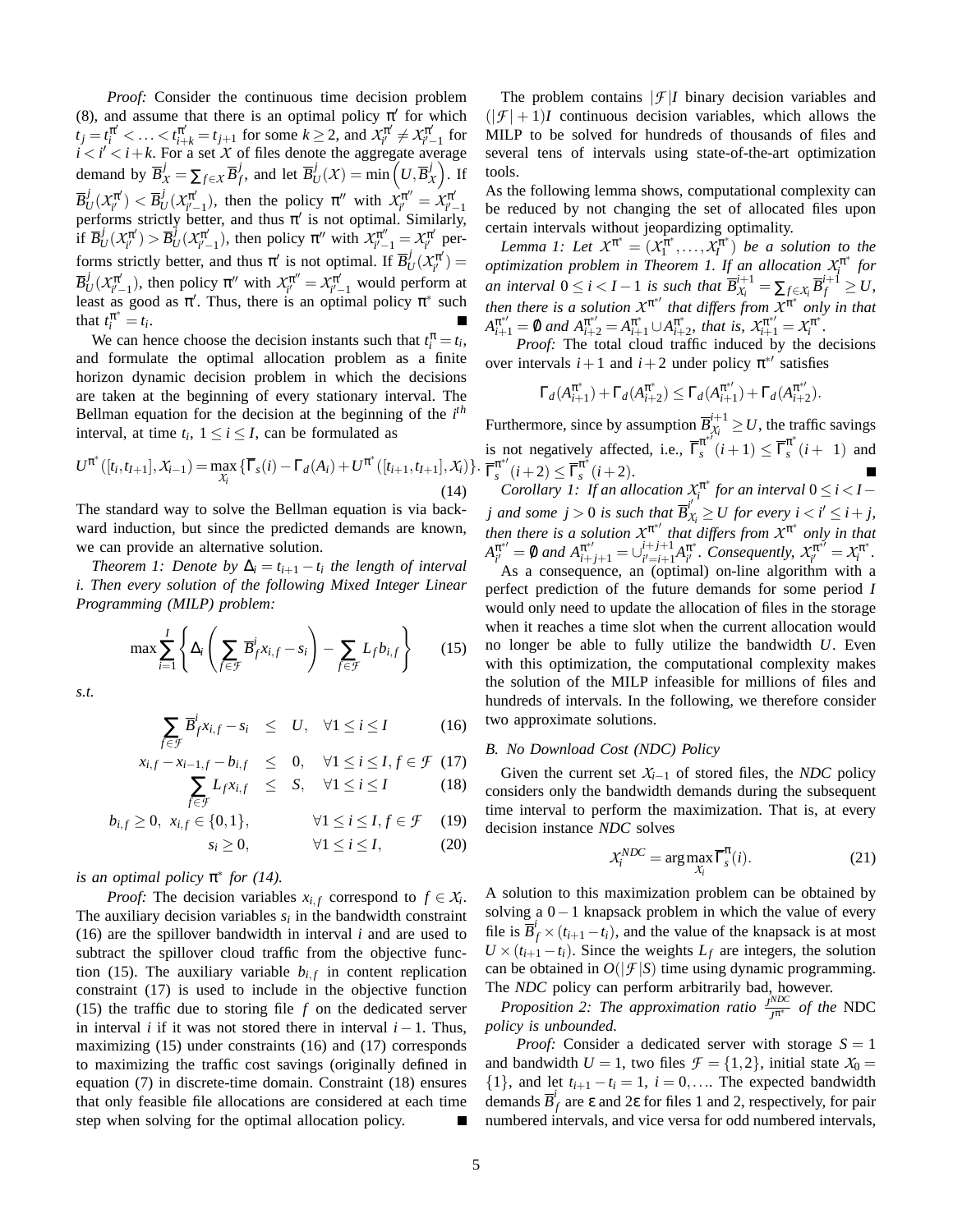*Proof:* Consider the continuous time decision problem (8), and assume that there is an optimal policy $\pi'$ for which $t_j = t_i^{\pi'} < \ldots < t_{i+k}^{\pi'} = t_{j+1}$ for some $k \geq 2$, and $\mathcal{X}_{i'}^{\pi'} \neq \mathcal{X}_{i'-1}^{\pi'}$ for $i < i' < i+k$. For a set $\mathcal{X}$ of files denote the aggregate average demand by $\overline{B}_{\mathcal{X}}^j = \sum_{f \in \mathcal{X}} \overline{B}_f^j$, and let $\overline{B}_U^j(\mathcal{X}) = \min\left(U, \overline{B}_{\mathcal{X}}^j\right)$. If $\overline{B}_U^j(\mathcal{X}_{i'}^{\pi'}) < \overline{B}_U^j(\mathcal{X}_{i'-1}^{\pi'})$, then the policy $\pi''$ with $\mathcal{X}_{i'}^{\pi''} = \mathcal{X}_{i'-1}^{\pi'}$ performs strictly better, and thus $\pi'$ is not optimal. Similarly, if $\overline{B}_U^j(\mathcal{X}_{i'}^{\pi'}) > \overline{B}_U^j(\mathcal{X}_{i'-1}^{\pi'})$, then policy $\pi''$ with $\mathcal{X}_{i'-1}^{\pi''} = \mathcal{X}_{i'}^{\pi'}$ performs strictly better, and thus $\pi'$ is not optimal. If $\overline{B}_U^j(\mathcal{X}_{i'}^{\pi'}) = \overline{B}_U^j(\mathcal{X}_{i'-1}^{\pi'})$, then policy $\pi''$ with $\mathcal{X}_{i'}^{\pi''} = \mathcal{X}_{i'-1}^{\pi'}$ would perform at least as good as $\pi'$. Thus, there is an optimal policy $\pi^*$ such that $t_i^{\pi^*} = t_i$. ∎

We can hence choose the decision instants such that $t_i^{\pi} = t_i$, and formulate the optimal allocation problem as a finite horizon dynamic decision problem in which the decisions are taken at the beginning of every stationary interval. The Bellman equation for the decision at the beginning of the $i^{th}$ interval, at time $t_i$, $1 \leq i \leq I$, can be formulated as

$$U^{\pi^*}([t_i, t_{I+1}], \mathcal{X}_{i-1}) = \max_{\mathcal{X}_i} \{\overline{\Gamma}_s(i) - \Gamma_d(A_i) + U^{\pi^*}([t_{i+1}, t_{I+1}], \mathcal{X}_i)\}. \tag{14}$$

The standard way to solve the Bellman equation is via backward induction, but since the predicted demands are known, we can provide an alternative solution.

*Theorem 1: Denote by $\Delta_i = t_{i+1} - t_i$ the length of interval $i$. Then every solution of the following Mixed Integer Linear Programming (MILP) problem:*

$$\max \sum_{i=1}^{I} \left\{ \Delta_i \left( \sum_{f \in \mathcal{F}} \overline{B}_f^i x_{i,f} - s_i \right) - \sum_{f \in \mathcal{F}} L_f b_{i,f} \right\} \tag{15}$$

*s.t.*

$$\sum_{f \in \mathcal{F}} \overline{B}_f^i x_{i,f} - s_i \leq U, \quad \forall 1 \leq i \leq I \tag{16}$$

$$x_{i,f} - x_{i-1,f} - b_{i,f} \leq 0, \quad \forall 1 \leq i \leq I, f \in \mathcal{F} \tag{17}$$

$$\sum_{f \in \mathcal{F}} L_f x_{i,f} \leq S, \quad \forall 1 \leq i \leq I \tag{18}$$

$$b_{i,f} \geq 0, \ x_{i,f} \in \{0,1\}, \quad \forall 1 \leq i \leq I, f \in \mathcal{F} \tag{19}$$

$$s_i \geq 0, \quad \forall 1 \leq i \leq I, \tag{20}$$

*is an optimal policy $\pi^*$ for (14).*

*Proof:* The decision variables $x_{i,f}$ correspond to $f \in \mathcal{X}_i$. The auxiliary decision variables $s_i$ in the bandwidth constraint (16) are the spillover bandwidth in interval $i$ and are used to subtract the spillover cloud traffic from the objective function (15). The auxiliary variable $b_{i,f}$ in content replication constraint (17) is used to include in the objective function (15) the traffic due to storing file $f$ on the dedicated server in interval $i$ if it was not stored there in interval $i-1$. Thus, maximizing (15) under constraints (16) and (17) corresponds to maximizing the traffic cost savings (originally defined in equation (7) in discrete-time domain. Constraint (18) ensures that only feasible file allocations are considered at each time step when solving for the optimal allocation policy. ∎

The problem contains $|\mathcal{F}|I$ binary decision variables and $(|\mathcal{F}|+1)I$ continuous decision variables, which allows the MILP to be solved for hundreds of thousands of files and several tens of intervals using state-of-the-art optimization tools.

As the following lemma shows, computational complexity can be reduced by not changing the set of allocated files upon certain intervals without jeopardizing optimality.

*Lemma 1: Let $\mathcal{X}^{\pi^*} = (\mathcal{X}_1^{\pi^*}, \ldots, \mathcal{X}_I^{\pi^*})$ be a solution to the optimization problem in Theorem 1. If an allocation $\mathcal{X}_i^{\pi^*}$ for an interval $0 \leq i < I-1$ is such that $\overline{B}_{\mathcal{X}_i}^{i+1} = \sum_{f \in \mathcal{X}_i} \overline{B}_f^{i+1} \geq U$, then there is a solution $\mathcal{X}^{\pi^{*\prime}}$ that differs from $\mathcal{X}^{\pi^*}$ only in that $A_{i+1}^{\pi^{*\prime}} = \emptyset$ and $A_{i+2}^{\pi^{*\prime}} = A_{i+1}^{\pi^*} \cup A_{i+2}^{\pi^*}$, that is, $\mathcal{X}_{i+1}^{\pi^{*\prime}} = \mathcal{X}_i^{\pi^*}$.*

*Proof:* The total cloud traffic induced by the decisions over intervals $i+1$ and $i+2$ under policy $\pi^{*\prime}$ satisfies

$$\Gamma_d(A_{i+1}^{\pi^*}) + \Gamma_d(A_{i+2}^{\pi^*}) \leq \Gamma_d(A_{i+1}^{\pi^{*\prime}}) + \Gamma_d(A_{i+2}^{\pi^{*\prime}}).$$

Furthermore, since by assumption $\overline{B}_{\mathcal{X}_i}^{i+1} \geq U$, the traffic savings is not negatively affected, i.e., $\overline{\Gamma}_s^{\pi^{*\prime}}(i+1) \leq \overline{\Gamma}_s^{\pi^*}(i+1)$ and $\overline{\Gamma}_s^{\pi^{*\prime}}(i+2) \leq \overline{\Gamma}_s^{\pi^*}(i+2)$. ∎

*Corollary 1: If an allocation $\mathcal{X}_i^{\pi^*}$ for an interval $0 \leq i < I-j$ and some $j > 0$ is such that $\overline{B}_{\mathcal{X}_i}^{i'} \geq U$ for every $i < i' \leq i+j$, then there is a solution $\mathcal{X}^{\pi^{*\prime}}$ that differs from $\mathcal{X}^{\pi^*}$ only in that $A_{i'}^{\pi^{*\prime}} = \emptyset$ and $A_{i+j+1}^{\pi^{*\prime}} = \cup_{i'=i+1}^{i+j+1} A_{i'}^{\pi^*}$. Consequently, $\mathcal{X}_{i'}^{\pi^{*\prime}} = \mathcal{X}_i^{\pi^*}$.*

As a consequence, an (optimal) on-line algorithm with a perfect prediction of the future demands for some period $I$ would only need to update the allocation of files in the storage when it reaches a time slot when the current allocation would no longer be able to fully utilize the bandwidth $U$. Even with this optimization, the computational complexity makes the solution of the MILP infeasible for millions of files and hundreds of intervals. In the following, we therefore consider two approximate solutions.

### B. No Download Cost (NDC) Policy

Given the current set $\mathcal{X}_{i-1}$ of stored files, the *NDC* policy considers only the bandwidth demands during the subsequent time interval to perform the maximization. That is, at every decision instance *NDC* solves

$$\mathcal{X}_i^{NDC} = \arg\max_{\mathcal{X}_i} \overline{\Gamma}_s^{\pi}(i). \tag{21}$$

A solution to this maximization problem can be obtained by solving a $0-1$ knapsack problem in which the value of every file is $\overline{B}_f^i \times (t_{i+1} - t_i)$, and the value of the knapsack is at most $U \times (t_{i+1} - t_i)$. Since the weights $L_f$ are integers, the solution can be obtained in $O(|\mathcal{F}|S)$ time using dynamic programming. The *NDC* policy can perform arbitrarily bad, however.

*Proposition 2: The approximation ratio $\frac{J^{NDC}}{J^{\pi^*}}$ of the* NDC *policy is unbounded.*

*Proof:* Consider a dedicated server with storage $S = 1$ and bandwidth $U = 1$, two files $\mathcal{F} = \{1,2\}$, initial state $\mathcal{X}_0 = \{1\}$, and let $t_{i+1} - t_i = 1$, $i = 0, \ldots$. The expected bandwidth demands $\overline{B}_f^i$ are $\varepsilon$ and $2\varepsilon$ for files 1 and 2, respectively, for pair numbered intervals, and vice versa for odd numbered intervals,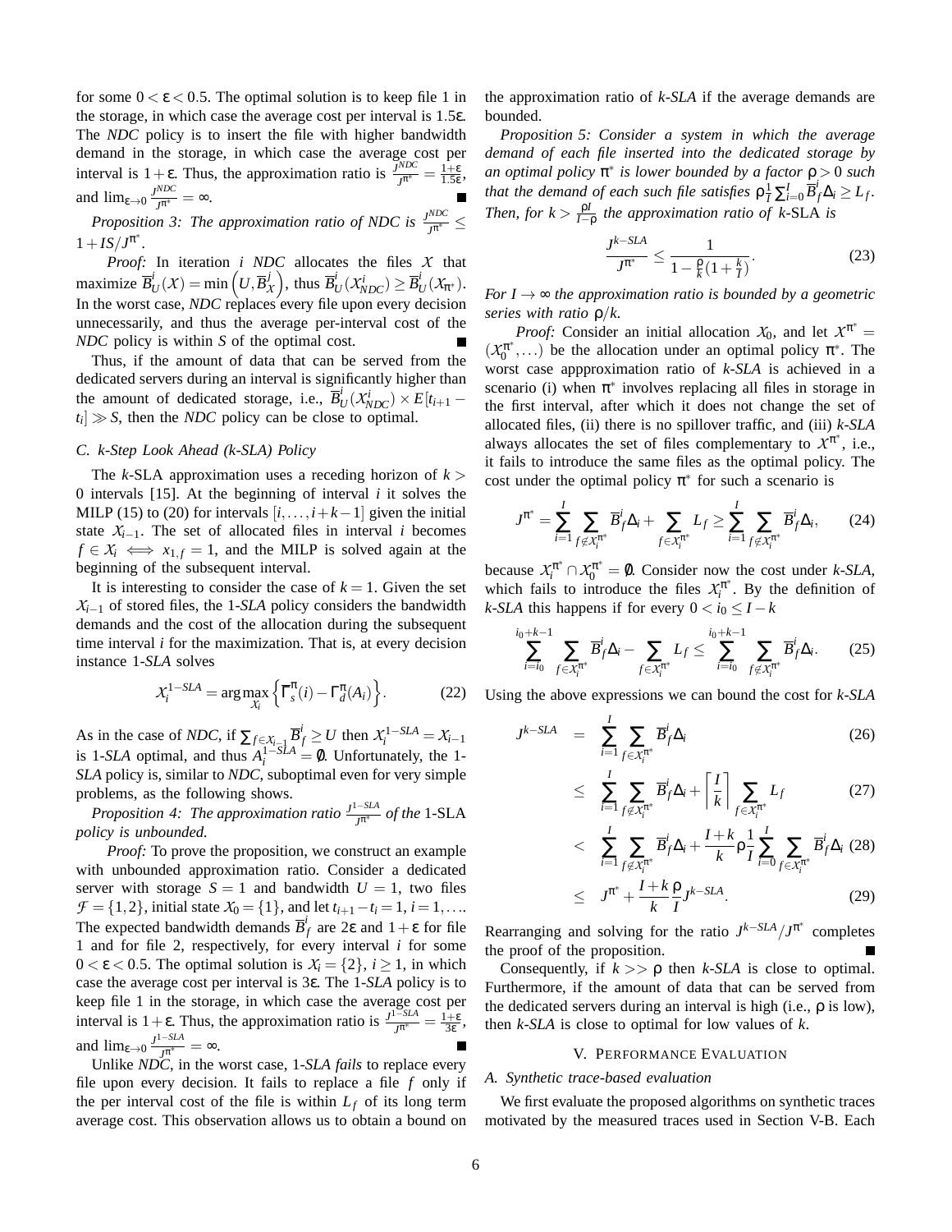for some $0 < \epsilon < 0.5$. The optimal solution is to keep file 1 in the storage, in which case the average cost per interval is $1.5\epsilon$. The *NDC* policy is to insert the file with higher bandwidth demand in the storage, in which case the average cost per interval is $1+\epsilon$. Thus, the approximation ratio is $\frac{J^{NDC}}{J^{\pi^*}} = \frac{1+\epsilon}{1.5\epsilon}$, and $\lim_{\epsilon \to 0} \frac{J^{NDC}}{J^{\pi^*}} = \infty$. ■

*Proposition 3: The approximation ratio of NDC is* $\frac{J^{NDC}}{J^{\pi^*}} \leq 1 + IS/J^{\pi^*}$.

*Proof:* In iteration $i$ *NDC* allocates the files $\mathcal{X}$ that maximize $\overline{B}^i_U(\mathcal{X}) = \min\left(U, \overline{B}^j_{\mathcal{X}}\right)$, thus $\overline{B}^i_U(\mathcal{X}^i_{NDC}) \geq \overline{B}^i_U(\mathcal{X}_{\pi^*})$. In the worst case, *NDC* replaces every file upon every decision unnecessarily, and thus the average per-interval cost of the *NDC* policy is within $S$ of the optimal cost. ■

Thus, if the amount of data that can be served from the dedicated servers during an interval is significantly higher than the amount of dedicated storage, i.e., $\overline{B}^i_U(\mathcal{X}^i_{NDC}) \times E[t_{i+1} - t_i] \gg S$, then the *NDC* policy can be close to optimal.

### C. k-Step Look Ahead (k-SLA) Policy

The *k*-SLA approximation uses a receding horizon of $k > 0$ intervals [15]. At the beginning of interval $i$ it solves the MILP (15) to (20) for intervals $[i, \ldots, i+k-1]$ given the initial state $\mathcal{X}_{i-1}$. The set of allocated files in interval $i$ becomes $f \in \mathcal{X}_i \iff x_{1,f} = 1$, and the MILP is solved again at the beginning of the subsequent interval.

It is interesting to consider the case of $k = 1$. Given the set $\mathcal{X}_{i-1}$ of stored files, the 1-*SLA* policy considers the bandwidth demands and the cost of the allocation during the subsequent time interval $i$ for the maximization. That is, at every decision instance 1-*SLA* solves

$$\mathcal{X}^{1-SLA}_i = \arg\max_{\mathcal{X}_i} \left\{ \Gamma^{\pi}_s(i) - \Gamma^{\pi}_d(A_i) \right\}. \tag{22}$$

As in the case of *NDC*, if $\sum_{f \in \mathcal{X}_{i-1}} \overline{B}^i_f \geq U$ then $\mathcal{X}^{1-SLA}_i = \mathcal{X}_{i-1}$ is 1-*SLA* optimal, and thus $A^{1-SLA}_i = \emptyset$. Unfortunately, the 1-*SLA* policy is, similar to *NDC*, suboptimal even for very simple problems, as the following shows.

*Proposition 4: The approximation ratio* $\frac{J^{1-SLA}}{J^{\pi^*}}$ *of the* 1-SLA *policy is unbounded.*

*Proof:* To prove the proposition, we construct an example with unbounded approximation ratio. Consider a dedicated server with storage $S = 1$ and bandwidth $U = 1$, two files $\mathcal{F} = \{1, 2\}$, initial state $\mathcal{X}_0 = \{1\}$, and let $t_{i+1} - t_i = 1$, $i = 1, \ldots$. The expected bandwidth demands $\overline{B}^i_f$ are $2\epsilon$ and $1+\epsilon$ for file 1 and for file 2, respectively, for every interval $i$ for some $0 < \epsilon < 0.5$. The optimal solution is $\mathcal{X}_i = \{2\}$, $i \geq 1$, in which case the average cost per interval is $3\epsilon$. The 1-*SLA* policy is to keep file 1 in the storage, in which case the average cost per interval is $1+\epsilon$. Thus, the approximation ratio is $\frac{J^{1-SLA}}{J^{\pi^*}} = \frac{1+\epsilon}{3\epsilon}$, and $\lim_{\epsilon \to 0} \frac{J^{1-SLA}}{J^{\pi^*}} = \infty$. ■

Unlike *NDC*, in the worst case, 1-*SLA fails* to replace every file upon every decision. It fails to replace a file $f$ only if the per interval cost of the file is within $L_f$ of its long term average cost. This observation allows us to obtain a bound on the approximation ratio of *k-SLA* if the average demands are bounded.

*Proposition 5: Consider a system in which the average demand of each file inserted into the dedicated storage by an optimal policy* $\pi^*$ *is lower bounded by a factor* $\rho > 0$ *such that the demand of each such file satisfies* $\rho \frac{1}{I} \sum_{i=0}^{I} \overline{B}^i_f \Delta_i \geq L_f$. *Then, for* $k > \frac{\rho I}{I - \rho}$ *the approximation ratio of* k-SLA *is*

$$\frac{J^{k-SLA}}{J^{\pi^*}} \leq \frac{1}{1 - \frac{\rho}{k}(1 + \frac{k}{I})}. \tag{23}$$

*For* $I \to \infty$ *the approximation ratio is bounded by a geometric series with ratio* $\rho/k$.

*Proof:* Consider an initial allocation $\mathcal{X}_0$, and let $\mathcal{X}^{\pi^*} = (\mathcal{X}^{\pi^*}_0, \ldots)$ be the allocation under an optimal policy $\pi^*$. The worst case appproximation ratio of *k-SLA* is achieved in a scenario (i) when $\pi^*$ involves replacing all files in storage in the first interval, after which it does not change the set of allocated files, (ii) there is no spillover traffic, and (iii) *k-SLA* always allocates the set of files complementary to $\mathcal{X}^{\pi^*}$, i.e., it fails to introduce the same files as the optimal policy. The cost under the optimal policy $\pi^*$ for such a scenario is

$$J^{\pi^*} = \sum_{i=1}^{I} \sum_{f \notin \mathcal{X}^{\pi^*}_i} \overline{B}^i_f \Delta_i + \sum_{f \in \mathcal{X}^{\pi^*}_i} L_f \geq \sum_{i=1}^{I} \sum_{f \notin \mathcal{X}^{\pi^*}_i} \overline{B}^i_f \Delta_i, \tag{24}$$

because $\mathcal{X}^{\pi^*}_i \cap \mathcal{X}^{\pi^*}_0 = \emptyset$. Consider now the cost under *k-SLA*, which fails to introduce the files $\mathcal{X}^{\pi^*}_i$. By the definition of *k-SLA* this happens if for every $0 < i_0 \leq I - k$

$$\sum_{i=i_0}^{i_0+k-1} \sum_{f \in \mathcal{X}^{\pi^*}_i} \overline{B}^i_f \Delta_i - \sum_{f \in \mathcal{X}^{\pi^*}_i} L_f \leq \sum_{i=i_0}^{i_0+k-1} \sum_{f \notin \mathcal{X}^{\pi^*}_i} \overline{B}^i_f \Delta_i. \tag{25}$$

Using the above expressions we can bound the cost for *k-SLA*

$$\begin{aligned}
J^{k-SLA} &= \sum_{i=1}^{I} \sum_{f \in \mathcal{X}^{\pi^*}_i} \overline{B}^i_f \Delta_i & (26)\\
&\leq \sum_{i=1}^{I} \sum_{f \notin \mathcal{X}^{\pi^*}_i} \overline{B}^i_f \Delta_i + \left\lceil \frac{I}{k} \right\rceil \sum_{f \in \mathcal{X}^{\pi^*}_i} L_f & (27)\\
&< \sum_{i=1}^{I} \sum_{f \notin \mathcal{X}^{\pi^*}_i} \overline{B}^i_f \Delta_i + \frac{I+k}{k} \rho \frac{1}{I} \sum_{i=0}^{I} \sum_{f \in \mathcal{X}^{\pi^*}_i} \overline{B}^i_f \Delta_i & (28)\\
&\leq J^{\pi^*} + \frac{I+k}{k} \frac{\rho}{I} J^{k-SLA}. & (29)
\end{aligned}$$

Rearranging and solving for the ratio $J^{k-SLA}/J^{\pi^*}$ completes the proof of the proposition. ■

Consequently, if $k >> \rho$ then *k-SLA* is close to optimal. Furthermore, if the amount of data that can be served from the dedicated servers during an interval is high (i.e., $\rho$ is low), then *k-SLA* is close to optimal for low values of $k$.

## V. Performance Evaluation

### A. Synthetic trace-based evaluation

We first evaluate the proposed algorithms on synthetic traces motivated by the measured traces used in Section V-B. Each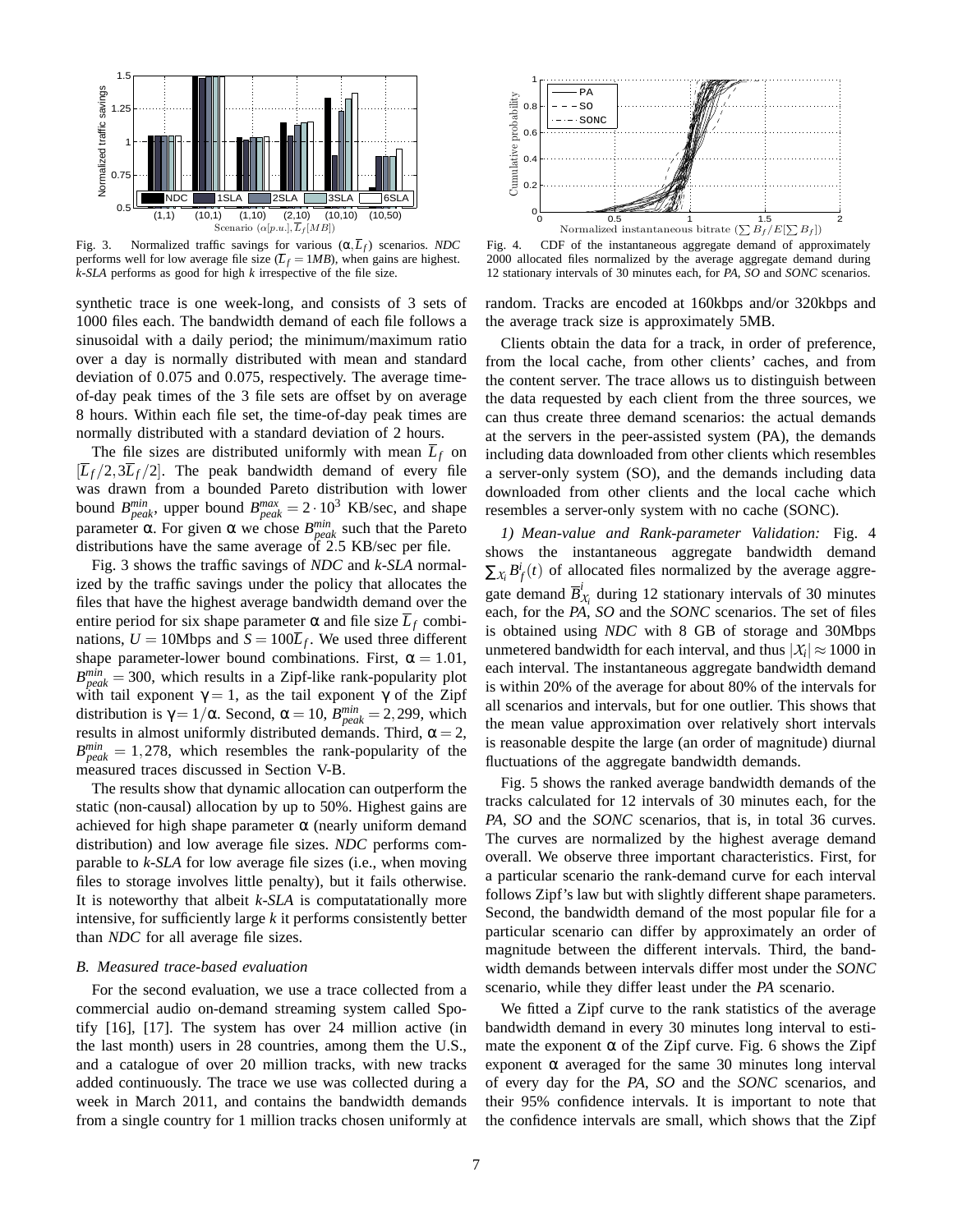Fig. 3. Normalized traffic savings for various $(\alpha, \overline{L}_f)$ scenarios. *NDC* performs well for low average file size ($\overline{L}_f = 1MB$), when gains are highest. *k-SLA* performs as good for high *k* irrespective of the file size.

Fig. 4. CDF of the instantaneous aggregate demand of approximately 2000 allocated files normalized by the average aggregate demand during 12 stationary intervals of 30 minutes each, for *PA*, *SO* and *SONC* scenarios.

synthetic trace is one week-long, and consists of 3 sets of 1000 files each. The bandwidth demand of each file follows a sinusoidal with a daily period; the minimum/maximum ratio over a day is normally distributed with mean and standard deviation of 0.075 and 0.075, respectively. The average time-of-day peak times of the 3 file sets are offset by on average 8 hours. Within each file set, the time-of-day peak times are normally distributed with a standard deviation of 2 hours.

The file sizes are distributed uniformly with mean $\overline{L}_f$ on $[\overline{L}_f/2, 3\overline{L}_f/2]$. The peak bandwidth demand of every file was drawn from a bounded Pareto distribution with lower bound $B_{peak}^{min}$, upper bound $B_{peak}^{max} = 2 \cdot 10^3$ KB/sec, and shape parameter $\alpha$. For given $\alpha$ we chose $B_{peak}^{min}$ such that the Pareto distributions have the same average of 2.5 KB/sec per file.

Fig. 3 shows the traffic savings of *NDC* and *k-SLA* normalized by the traffic savings under the policy that allocates the files that have the highest average bandwidth demand over the entire period for six shape parameter $\alpha$ and file size $\overline{L}_f$ combinations, $U = 10$Mbps and $S = 100\overline{L}_f$. We used three different shape parameter-lower bound combinations. First, $\alpha = 1.01$, $B_{peak}^{min} = 300$, which results in a Zipf-like rank-popularity plot with tail exponent $\gamma = 1$, as the tail exponent $\gamma$ of the Zipf distribution is $\gamma = 1/\alpha$. Second, $\alpha = 10$, $B_{peak}^{min} = 2{,}299$, which results in almost uniformly distributed demands. Third, $\alpha = 2$, $B_{peak}^{min} = 1{,}278$, which resembles the rank-popularity of the measured traces discussed in Section V-B.

The results show that dynamic allocation can outperform the static (non-causal) allocation by up to 50%. Highest gains are achieved for high shape parameter $\alpha$ (nearly uniform demand distribution) and low average file sizes. *NDC* performs comparable to *k-SLA* for low average file sizes (i.e., when moving files to storage involves little penalty), but it fails otherwise. It is noteworthy that albeit *k-SLA* is computatationally more intensive, for sufficiently large *k* it performs consistently better than *NDC* for all average file sizes.

### B. Measured trace-based evaluation

For the second evaluation, we use a trace collected from a commercial audio on-demand streaming system called Spotify [16], [17]. The system has over 24 million active (in the last month) users in 28 countries, among them the U.S., and a catalogue of over 20 million tracks, with new tracks added continuously. The trace we use was collected during a week in March 2011, and contains the bandwidth demands from a single country for 1 million tracks chosen uniformly at random. Tracks are encoded at 160kbps and/or 320kbps and the average track size is approximately 5MB.

Clients obtain the data for a track, in order of preference, from the local cache, from other clients' caches, and from the content server. The trace allows us to distinguish between the data requested by each client from the three sources, we can thus create three demand scenarios: the actual demands at the servers in the peer-assisted system (PA), the demands including data downloaded from other clients which resembles a server-only system (SO), and the demands including data downloaded from other clients and the local cache which resembles a server-only system with no cache (SONC).

*1) Mean-value and Rank-parameter Validation:* Fig. 4 shows the instantaneous aggregate bandwidth demand $\sum_{\mathcal{X}_i} B_f^i(t)$ of allocated files normalized by the average aggregate demand $\overline{B}_{\mathcal{X}_i}^i$ during 12 stationary intervals of 30 minutes each, for the *PA*, *SO* and the *SONC* scenarios. The set of files is obtained using *NDC* with 8 GB of storage and 30Mbps unmetered bandwidth for each interval, and thus $|\mathcal{X}_i| \approx 1000$ in each interval. The instantaneous aggregate bandwidth demand is within 20% of the average for about 80% of the intervals for all scenarios and intervals, but for one outlier. This shows that the mean value approximation over relatively short intervals is reasonable despite the large (an order of magnitude) diurnal fluctuations of the aggregate bandwidth demands.

Fig. 5 shows the ranked average bandwidth demands of the tracks calculated for 12 intervals of 30 minutes each, for the *PA*, *SO* and the *SONC* scenarios, that is, in total 36 curves. The curves are normalized by the highest average demand overall. We observe three important characteristics. First, for a particular scenario the rank-demand curve for each interval follows Zipf's law but with slightly different shape parameters. Second, the bandwidth demand of the most popular file for a particular scenario can differ by approximately an order of magnitude between the different intervals. Third, the bandwidth demands between intervals differ most under the *SONC* scenario, while they differ least under the *PA* scenario.

We fitted a Zipf curve to the rank statistics of the average bandwidth demand in every 30 minutes long interval to estimate the exponent $\alpha$ of the Zipf curve. Fig. 6 shows the Zipf exponent $\alpha$ averaged for the same 30 minutes long interval of every day for the *PA*, *SO* and the *SONC* scenarios, and their 95% confidence intervals. It is important to note that the confidence intervals are small, which shows that the Zipf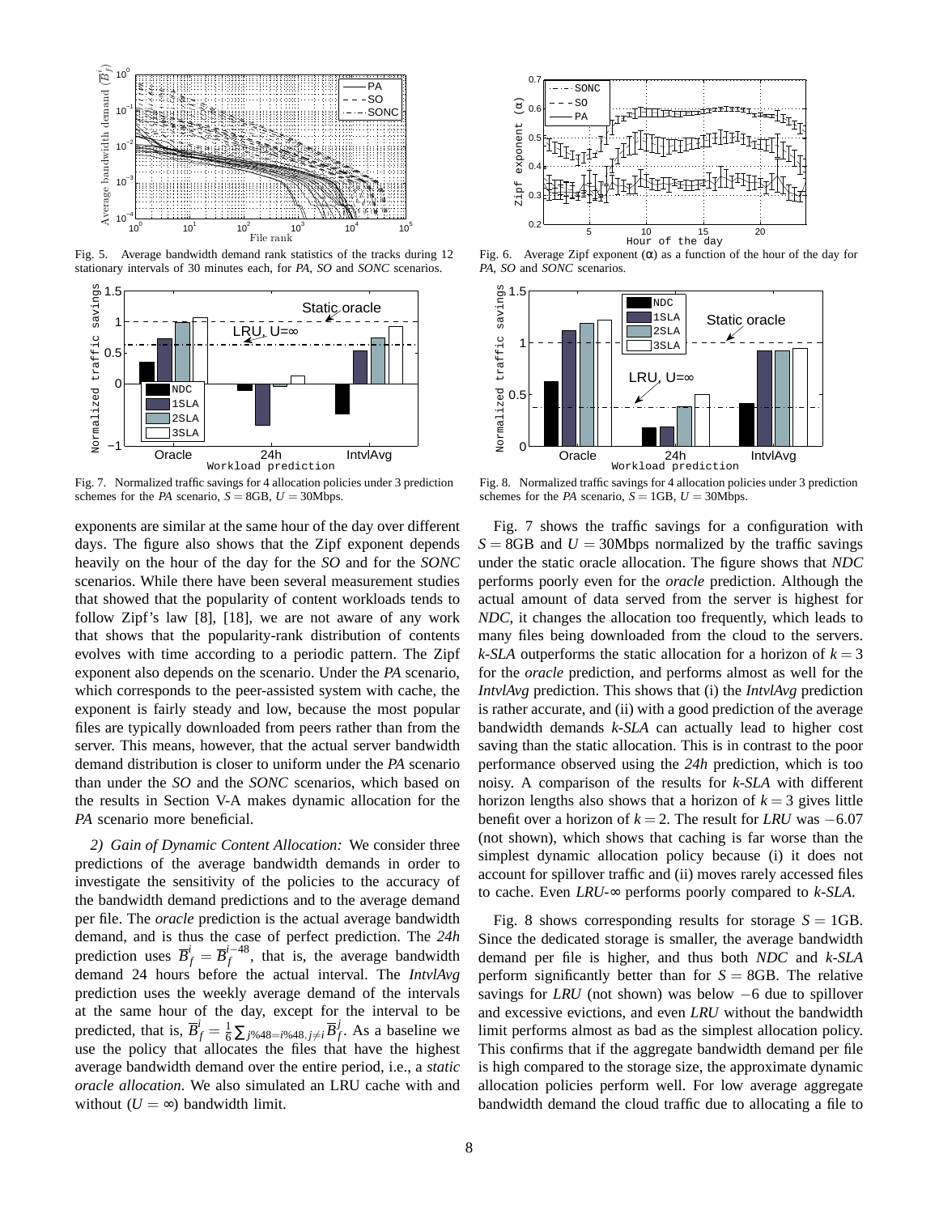Fig. 5. Average bandwidth demand rank statistics of the tracks during 12 stationary intervals of 30 minutes each, for *PA*, *SO* and *SONC* scenarios.

Fig. 6. Average Zipf exponent ($\alpha$) as a function of the hour of the day for *PA*, *SO* and *SONC* scenarios.

Fig. 7. Normalized traffic savings for 4 allocation policies under 3 prediction schemes for the *PA* scenario, $S = 8$GB, $U = 30$Mbps.

Fig. 8. Normalized traffic savings for 4 allocation policies under 3 prediction schemes for the *PA* scenario, $S = 1$GB, $U = 30$Mbps.

exponents are similar at the same hour of the day over different days. The figure also shows that the Zipf exponent depends heavily on the hour of the day for the *SO* and for the *SONC* scenarios. While there have been several measurement studies that showed that the popularity of content workloads tends to follow Zipf's law [8], [18], we are not aware of any work that shows that the popularity-rank distribution of contents evolves with time according to a periodic pattern. The Zipf exponent also depends on the scenario. Under the *PA* scenario, which corresponds to the peer-assisted system with cache, the exponent is fairly steady and low, because the most popular files are typically downloaded from peers rather than from the server. This means, however, that the actual server bandwidth demand distribution is closer to uniform under the *PA* scenario than under the *SO* and the *SONC* scenarios, which based on the results in Section V-A makes dynamic allocation for the *PA* scenario more beneficial.

*2) Gain of Dynamic Content Allocation:* We consider three predictions of the average bandwidth demands in order to investigate the sensitivity of the policies to the accuracy of the bandwidth demand predictions and to the average demand per file. The *oracle* prediction is the actual average bandwidth demand, and is thus the case of perfect prediction. The *24h* prediction uses $\overline{B}_f^i = \overline{B}_f^{i-48}$, that is, the average bandwidth demand 24 hours before the actual interval. The *IntvlAvg* prediction uses the weekly average demand of the intervals at the same hour of the day, except for the interval to be predicted, that is, $\overline{B}_f^i = \frac{1}{6}\sum_{j\%48=i\%48, j\neq i}\overline{B}_f^j$. As a baseline we use the policy that allocates the files that have the highest average bandwidth demand over the entire period, i.e., a *static oracle allocation*. We also simulated an LRU cache with and without ($U = \infty$) bandwidth limit.

Fig. 7 shows the traffic savings for a configuration with $S = 8$GB and $U = 30$Mbps normalized by the traffic savings under the static oracle allocation. The figure shows that *NDC* performs poorly even for the *oracle* prediction. Although the actual amount of data served from the server is highest for *NDC*, it changes the allocation too frequently, which leads to many files being downloaded from the cloud to the servers. *k-SLA* outperforms the static allocation for a horizon of $k = 3$ for the *oracle* prediction, and performs almost as well for the *IntvlAvg* prediction. This shows that (i) the *IntvlAvg* prediction is rather accurate, and (ii) with a good prediction of the average bandwidth demands *k-SLA* can actually lead to higher cost saving than the static allocation. This is in contrast to the poor performance observed using the *24h* prediction, which is too noisy. A comparison of the results for *k-SLA* with different horizon lengths also shows that a horizon of $k = 3$ gives little benefit over a horizon of $k = 2$. The result for *LRU* was $-6.07$ (not shown), which shows that caching is far worse than the simplest dynamic allocation policy because (i) it does not account for spillover traffic and (ii) moves rarely accessed files to cache. Even *LRU*-$\infty$ performs poorly compared to *k-SLA*.

Fig. 8 shows corresponding results for storage $S = 1$GB. Since the dedicated storage is smaller, the average bandwidth demand per file is higher, and thus both *NDC* and *k-SLA* perform significantly better than for $S = 8$GB. The relative savings for *LRU* (not shown) was below $-6$ due to spillover and excessive evictions, and even *LRU* without the bandwidth limit performs almost as bad as the simplest allocation policy. This confirms that if the aggregate bandwidth demand per file is high compared to the storage size, the approximate dynamic allocation policies perform well. For low average aggregate bandwidth demand the cloud traffic due to allocating a file to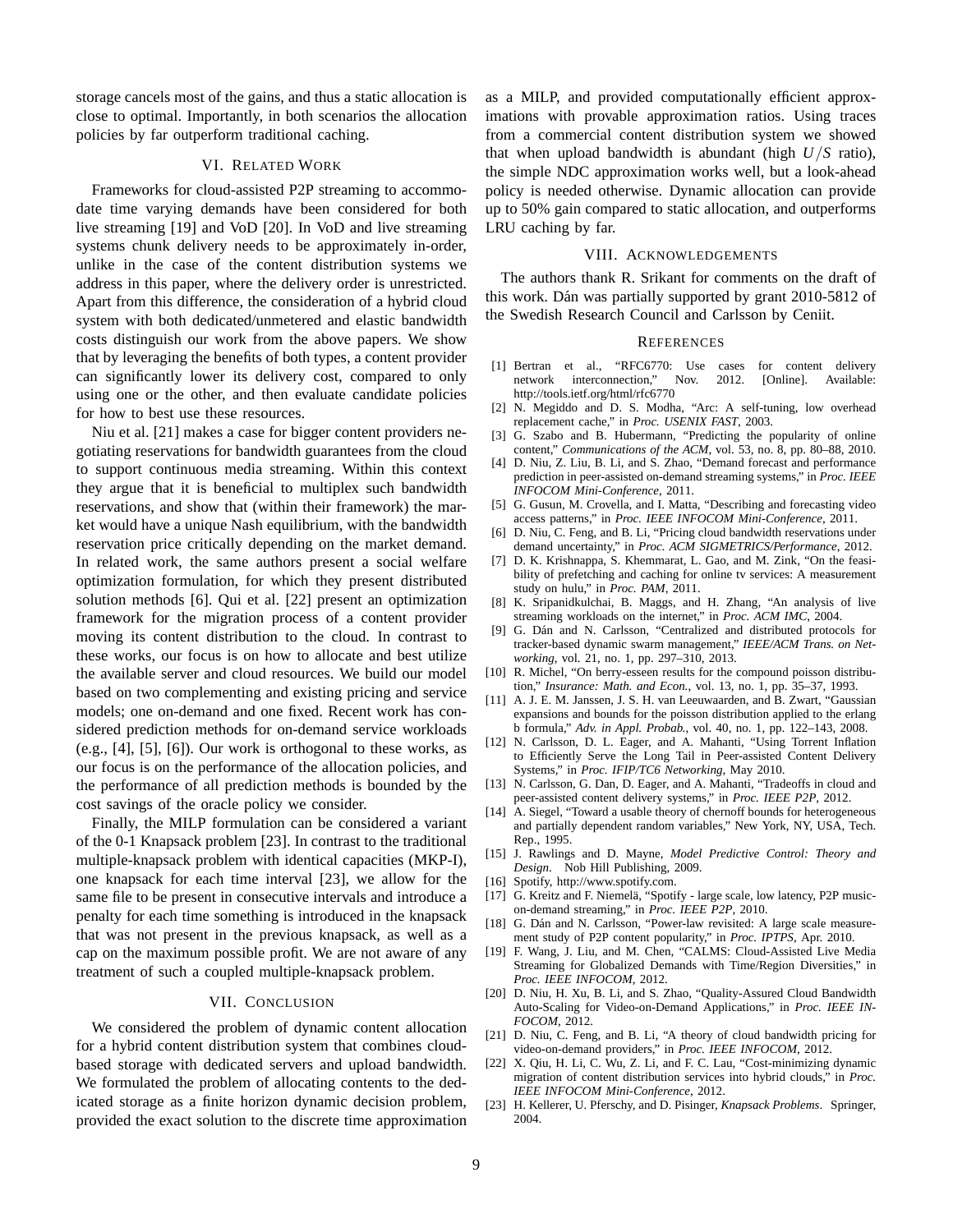storage cancels most of the gains, and thus a static allocation is close to optimal. Importantly, in both scenarios the allocation policies by far outperform traditional caching.

## VI. Related Work

Frameworks for cloud-assisted P2P streaming to accommodate time varying demands have been considered for both live streaming [19] and VoD [20]. In VoD and live streaming systems chunk delivery needs to be approximately in-order, unlike in the case of the content distribution systems we address in this paper, where the delivery order is unrestricted. Apart from this difference, the consideration of a hybrid cloud system with both dedicated/unmetered and elastic bandwidth costs distinguish our work from the above papers. We show that by leveraging the benefits of both types, a content provider can significantly lower its delivery cost, compared to only using one or the other, and then evaluate candidate policies for how to best use these resources.

Niu et al. [21] makes a case for bigger content providers negotiating reservations for bandwidth guarantees from the cloud to support continuous media streaming. Within this context they argue that it is beneficial to multiplex such bandwidth reservations, and show that (within their framework) the market would have a unique Nash equilibrium, with the bandwidth reservation price critically depending on the market demand. In related work, the same authors present a social welfare optimization formulation, for which they present distributed solution methods [6]. Qui et al. [22] present an optimization framework for the migration process of a content provider moving its content distribution to the cloud. In contrast to these works, our focus is on how to allocate and best utilize the available server and cloud resources. We build our model based on two complementing and existing pricing and service models; one on-demand and one fixed. Recent work has considered prediction methods for on-demand service workloads (e.g., [4], [5], [6]). Our work is orthogonal to these works, as our focus is on the performance of the allocation policies, and the performance of all prediction methods is bounded by the cost savings of the oracle policy we consider.

Finally, the MILP formulation can be considered a variant of the 0-1 Knapsack problem [23]. In contrast to the traditional multiple-knapsack problem with identical capacities (MKP-I), one knapsack for each time interval [23], we allow for the same file to be present in consecutive intervals and introduce a penalty for each time something is introduced in the knapsack that was not present in the previous knapsack, as well as a cap on the maximum possible profit. We are not aware of any treatment of such a coupled multiple-knapsack problem.

## VII. Conclusion

We considered the problem of dynamic content allocation for a hybrid content distribution system that combines cloud-based storage with dedicated servers and upload bandwidth. We formulated the problem of allocating contents to the dedicated storage as a finite horizon dynamic decision problem, provided the exact solution to the discrete time approximation as a MILP, and provided computationally efficient approximations with provable approximation ratios. Using traces from a commercial content distribution system we showed that when upload bandwidth is abundant (high $U/S$ ratio), the simple NDC approximation works well, but a look-ahead policy is needed otherwise. Dynamic allocation can provide up to 50% gain compared to static allocation, and outperforms LRU caching by far.

## VIII. Acknowledgements

The authors thank R. Srikant for comments on the draft of this work. Dán was partially supported by grant 2010-5812 of the Swedish Research Council and Carlsson by Ceniit.

## References

[1] Bertran et al., "RFC6770: Use cases for content delivery network interconnection," Nov. 2012. [Online]. Available: http://tools.ietf.org/html/rfc6770

[2] N. Megiddo and D. S. Modha, "Arc: A self-tuning, low overhead replacement cache," in *Proc. USENIX FAST*, 2003.

[3] G. Szabo and B. Hubermann, "Predicting the popularity of online content," *Communications of the ACM*, vol. 53, no. 8, pp. 80–88, 2010.

[4] D. Niu, Z. Liu, B. Li, and S. Zhao, "Demand forecast and performance prediction in peer-assisted on-demand streaming systems," in *Proc. IEEE INFOCOM Mini-Conference*, 2011.

[5] G. Gusun, M. Crovella, and I. Matta, "Describing and forecasting video access patterns," in *Proc. IEEE INFOCOM Mini-Conference*, 2011.

[6] D. Niu, C. Feng, and B. Li, "Pricing cloud bandwidth reservations under demand uncertainty," in *Proc. ACM SIGMETRICS/Performance*, 2012.

[7] D. K. Krishnappa, S. Khemmarat, L. Gao, and M. Zink, "On the feasibility of prefetching and caching for online tv services: A measurement study on hulu," in *Proc. PAM*, 2011.

[8] K. Sripanidkulchai, B. Maggs, and H. Zhang, "An analysis of live streaming workloads on the internet," in *Proc. ACM IMC*, 2004.

[9] G. Dán and N. Carlsson, "Centralized and distributed protocols for tracker-based dynamic swarm management," *IEEE/ACM Trans. on Networking*, vol. 21, no. 1, pp. 297–310, 2013.

[10] R. Michel, "On berry-esseen results for the compound poisson distribution," *Insurance: Math. and Econ.*, vol. 13, no. 1, pp. 35–37, 1993.

[11] A. J. E. M. Janssen, J. S. H. van Leeuwaarden, and B. Zwart, "Gaussian expansions and bounds for the poisson distribution applied to the erlang b formula," *Adv. in Appl. Probab.*, vol. 40, no. 1, pp. 122–143, 2008.

[12] N. Carlsson, D. L. Eager, and A. Mahanti, "Using Torrent Inflation to Efficiently Serve the Long Tail in Peer-assisted Content Delivery Systems," in *Proc. IFIP/TC6 Networking*, May 2010.

[13] N. Carlsson, G. Dan, D. Eager, and A. Mahanti, "Tradeoffs in cloud and peer-assisted content delivery systems," in *Proc. IEEE P2P*, 2012.

[14] A. Siegel, "Toward a usable theory of chernoff bounds for heterogeneous and partially dependent random variables," New York, NY, USA, Tech. Rep., 1995.

[15] J. Rawlings and D. Mayne, *Model Predictive Control: Theory and Design*. Nob Hill Publishing, 2009.

[16] Spotify, http://www.spotify.com.

[17] G. Kreitz and F. Niemelä, "Spotify - large scale, low latency, P2P music-on-demand streaming," in *Proc. IEEE P2P*, 2010.

[18] G. Dán and N. Carlsson, "Power-law revisited: A large scale measurement study of P2P content popularity," in *Proc. IPTPS*, Apr. 2010.

[19] F. Wang, J. Liu, and M. Chen, "CALMS: Cloud-Assisted Live Media Streaming for Globalized Demands with Time/Region Diversities," in *Proc. IEEE INFOCOM*, 2012.

[20] D. Niu, H. Xu, B. Li, and S. Zhao, "Quality-Assured Cloud Bandwidth Auto-Scaling for Video-on-Demand Applications," in *Proc. IEEE INFOCOM*, 2012.

[21] D. Niu, C. Feng, and B. Li, "A theory of cloud bandwidth pricing for video-on-demand providers," in *Proc. IEEE INFOCOM*, 2012.

[22] X. Qiu, H. Li, C. Wu, Z. Li, and F. C. Lau, "Cost-minimizing dynamic migration of content distribution services into hybrid clouds," in *Proc. IEEE INFOCOM Mini-Conference*, 2012.

[23] H. Kellerer, U. Pferschy, and D. Pisinger, *Knapsack Problems*. Springer, 2004.